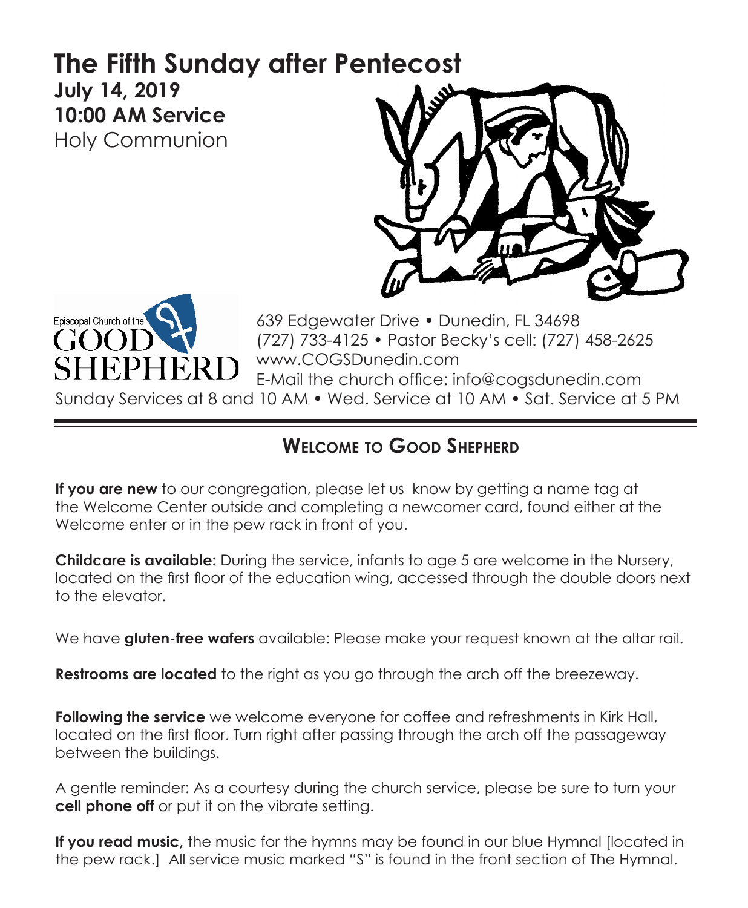# The Fifth Sunday after Pentecost

**July 14, 2019**
**10:00 AM Service**
Holy Communion

Episcopal Church of the GOOD SHEPHERD

639 Edgewater Drive • Dunedin, FL 34698
(727) 733-4125 • Pastor Becky's cell: (727) 458-2625
www.COGSDunedin.com
E-Mail the church office: info@cogsdunedin.com
Sunday Services at 8 and 10 AM • Wed. Service at 10 AM • Sat. Service at 5 PM

---

## Welcome to Good Shepherd

**If you are new** to our congregation, please let us know by getting a name tag at the Welcome Center outside and completing a newcomer card, found either at the Welcome enter or in the pew rack in front of you.

**Childcare is available:** During the service, infants to age 5 are welcome in the Nursery, located on the first floor of the education wing, accessed through the double doors next to the elevator.

We have **gluten-free wafers** available: Please make your request known at the altar rail.

**Restrooms are located** to the right as you go through the arch off the breezeway.

**Following the service** we welcome everyone for coffee and refreshments in Kirk Hall, located on the first floor. Turn right after passing through the arch off the passageway between the buildings.

A gentle reminder: As a courtesy during the church service, please be sure to turn your **cell phone off** or put it on the vibrate setting.

**If you read music,** the music for the hymns may be found in our blue Hymnal [located in the pew rack.] All service music marked "S" is found in the front section of The Hymnal.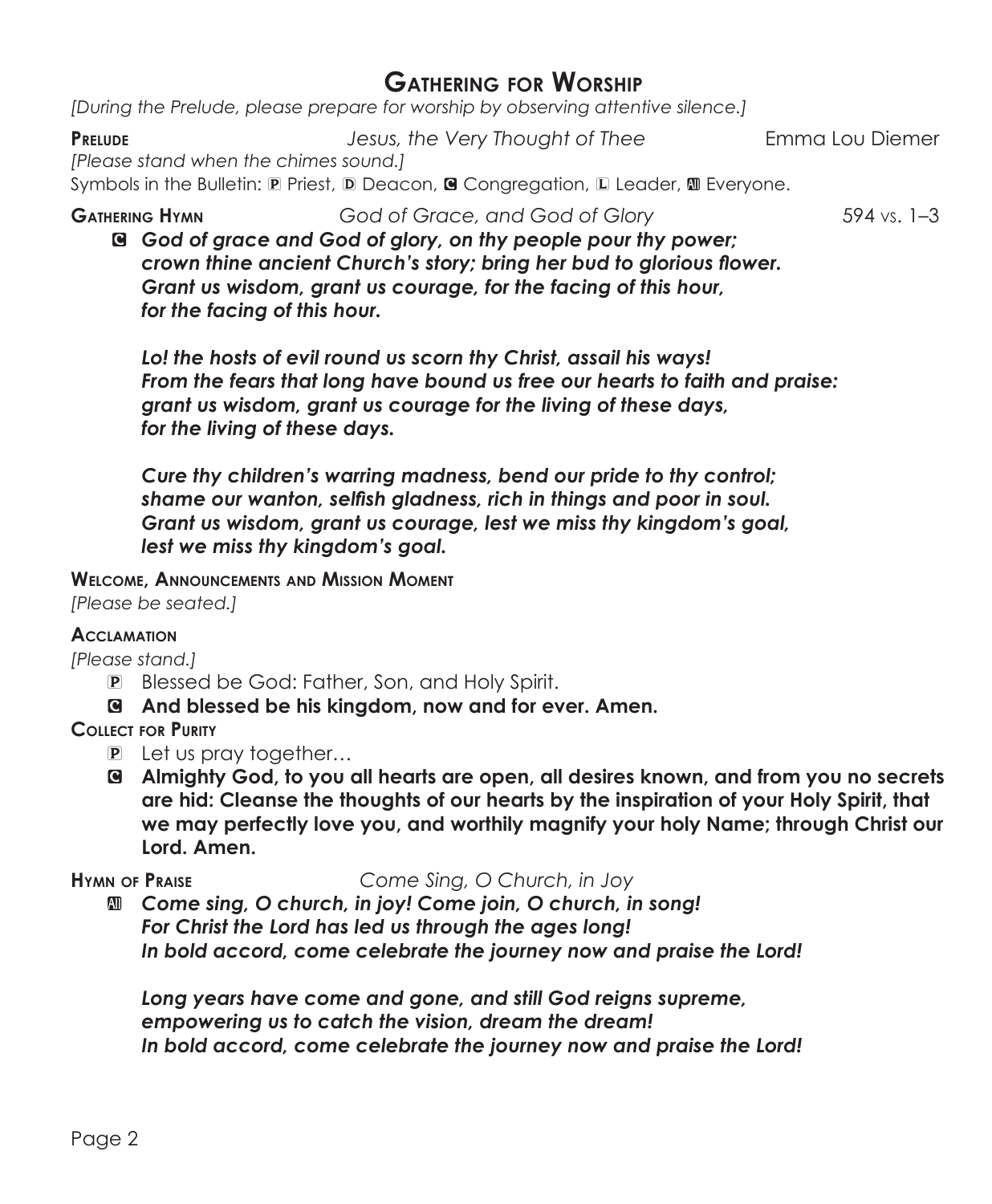# Gathering for Worship

*[During the Prelude, please prepare for worship by observing attentive silence.]*

**Prelude** *Jesus, the Very Thought of Thee* Emma Lou Diemer

*[Please stand when the chimes sound.]*

Symbols in the Bulletin: P Priest, D Deacon, C Congregation, L Leader, A Everyone.

**Gathering Hymn** *God of Grace, and God of Glory* 594 vs. 1–3

C ***God of grace and God of glory, on thy people pour thy power;***
***crown thine ancient Church's story; bring her bud to glorious flower.***
***Grant us wisdom, grant us courage, for the facing of this hour,***
***for the facing of this hour.***

***Lo! the hosts of evil round us scorn thy Christ, assail his ways!***
***From the fears that long have bound us free our hearts to faith and praise:***
***grant us wisdom, grant us courage for the living of these days,***
***for the living of these days.***

***Cure thy children's warring madness, bend our pride to thy control;***
***shame our wanton, selfish gladness, rich in things and poor in soul.***
***Grant us wisdom, grant us courage, lest we miss thy kingdom's goal,***
***lest we miss thy kingdom's goal.***

**Welcome, Announcements and Mission Moment**

*[Please be seated.]*

**Acclamation**

*[Please stand.]*

P Blessed be God: Father, Son, and Holy Spirit.

C **And blessed be his kingdom, now and for ever. Amen.**

**Collect for Purity**

P Let us pray together…

C **Almighty God, to you all hearts are open, all desires known, and from you no secrets are hid: Cleanse the thoughts of our hearts by the inspiration of your Holy Spirit, that we may perfectly love you, and worthily magnify your holy Name; through Christ our Lord. Amen.**

**Hymn of Praise** *Come Sing, O Church, in Joy*

A ***Come sing, O church, in joy! Come join, O church, in song!***
***For Christ the Lord has led us through the ages long!***
***In bold accord, come celebrate the journey now and praise the Lord!***

***Long years have come and gone, and still God reigns supreme,***
***empowering us to catch the vision, dream the dream!***
***In bold accord, come celebrate the journey now and praise the Lord!***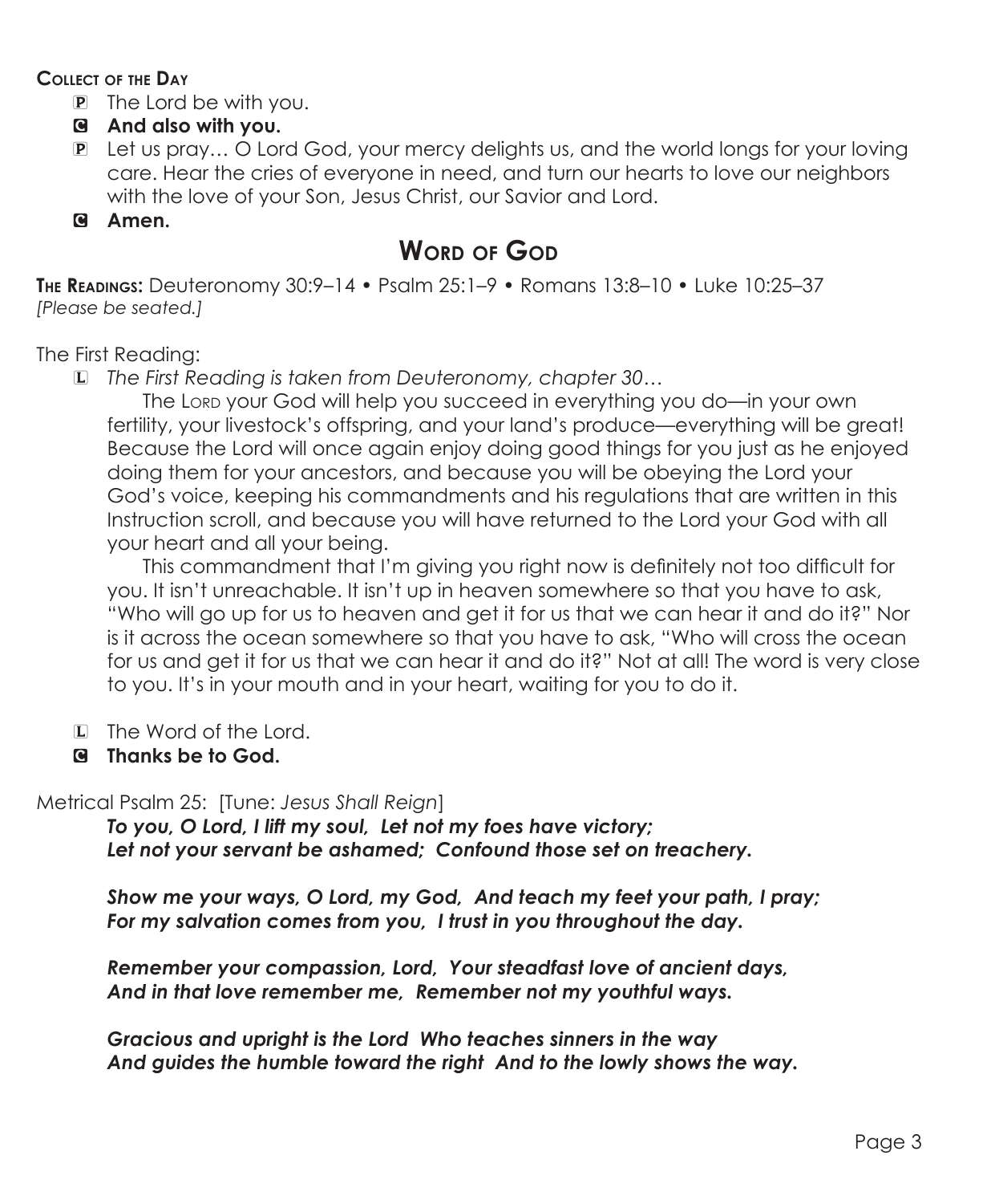**Collect of the Day**

- P The Lord be with you.
- C **And also with you.**
- P Let us pray… O Lord God, your mercy delights us, and the world longs for your loving care. Hear the cries of everyone in need, and turn our hearts to love our neighbors with the love of your Son, Jesus Christ, our Savior and Lord.
- C **Amen.**

## Word of God

**The Readings:** Deuteronomy 30:9–14 • Psalm 25:1–9 • Romans 13:8–10 • Luke 10:25–37
*[Please be seated.]*

The First Reading:

L *The First Reading is taken from Deuteronomy, chapter 30…*

The Lord your God will help you succeed in everything you do—in your own fertility, your livestock's offspring, and your land's produce—everything will be great! Because the Lord will once again enjoy doing good things for you just as he enjoyed doing them for your ancestors, and because you will be obeying the Lord your God's voice, keeping his commandments and his regulations that are written in this Instruction scroll, and because you will have returned to the Lord your God with all your heart and all your being.

This commandment that I'm giving you right now is definitely not too difficult for you. It isn't unreachable. It isn't up in heaven somewhere so that you have to ask, "Who will go up for us to heaven and get it for us that we can hear it and do it?" Nor is it across the ocean somewhere so that you have to ask, "Who will cross the ocean for us and get it for us that we can hear it and do it?" Not at all! The word is very close to you. It's in your mouth and in your heart, waiting for you to do it.

- L The Word of the Lord.
- C **Thanks be to God.**

Metrical Psalm 25: [Tune: *Jesus Shall Reign*]

***To you, O Lord, I lift my soul, Let not my foes have victory;***
***Let not your servant be ashamed; Confound those set on treachery.***

***Show me your ways, O Lord, my God, And teach my feet your path, I pray;***
***For my salvation comes from you, I trust in you throughout the day.***

***Remember your compassion, Lord, Your steadfast love of ancient days,***
***And in that love remember me, Remember not my youthful ways.***

***Gracious and upright is the Lord Who teaches sinners in the way***
***And guides the humble toward the right And to the lowly shows the way.***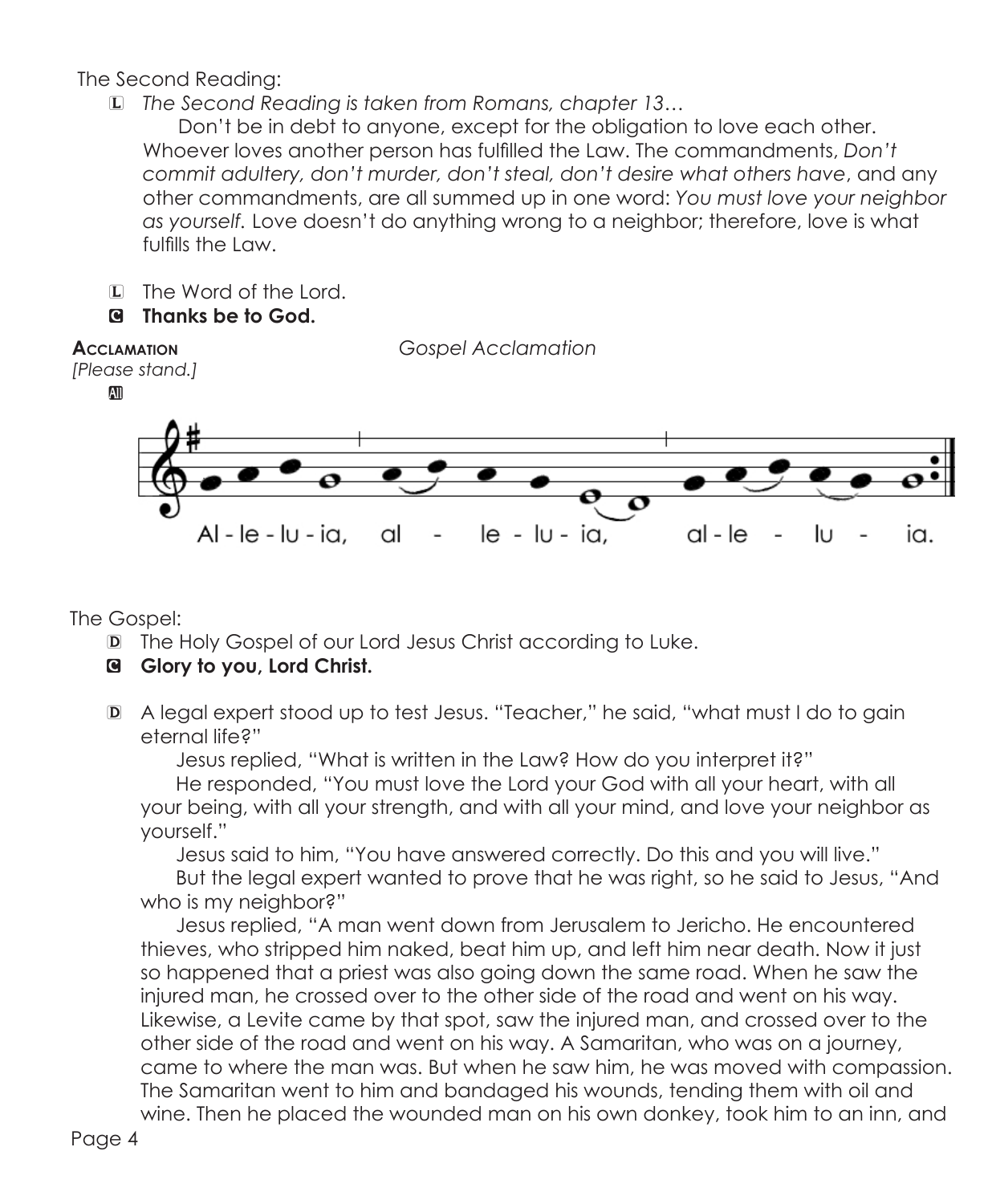The Second Reading:

L *The Second Reading is taken from Romans, chapter 13…*

Don't be in debt to anyone, except for the obligation to love each other. Whoever loves another person has fulfilled the Law. The commandments, *Don't commit adultery, don't murder, don't steal, don't desire what others have*, and any other commandments, are all summed up in one word: *You must love your neighbor as yourself.* Love doesn't do anything wrong to a neighbor; therefore, love is what fulfills the Law.

L The Word of the Lord.

**C Thanks be to God.**

**Acclamation** *Gospel Acclamation*

*[Please stand.]*

All

Al - le - lu - ia, al - le - lu - ia, al - le - lu - ia.

The Gospel:

D The Holy Gospel of our Lord Jesus Christ according to Luke.

**C Glory to you, Lord Christ.**

D A legal expert stood up to test Jesus. "Teacher," he said, "what must I do to gain eternal life?"

Jesus replied, "What is written in the Law? How do you interpret it?"

He responded, "You must love the Lord your God with all your heart, with all your being, with all your strength, and with all your mind, and love your neighbor as yourself."

Jesus said to him, "You have answered correctly. Do this and you will live."

But the legal expert wanted to prove that he was right, so he said to Jesus, "And who is my neighbor?"

Jesus replied, "A man went down from Jerusalem to Jericho. He encountered thieves, who stripped him naked, beat him up, and left him near death. Now it just so happened that a priest was also going down the same road. When he saw the injured man, he crossed over to the other side of the road and went on his way. Likewise, a Levite came by that spot, saw the injured man, and crossed over to the other side of the road and went on his way. A Samaritan, who was on a journey, came to where the man was. But when he saw him, he was moved with compassion. The Samaritan went to him and bandaged his wounds, tending them with oil and wine. Then he placed the wounded man on his own donkey, took him to an inn, and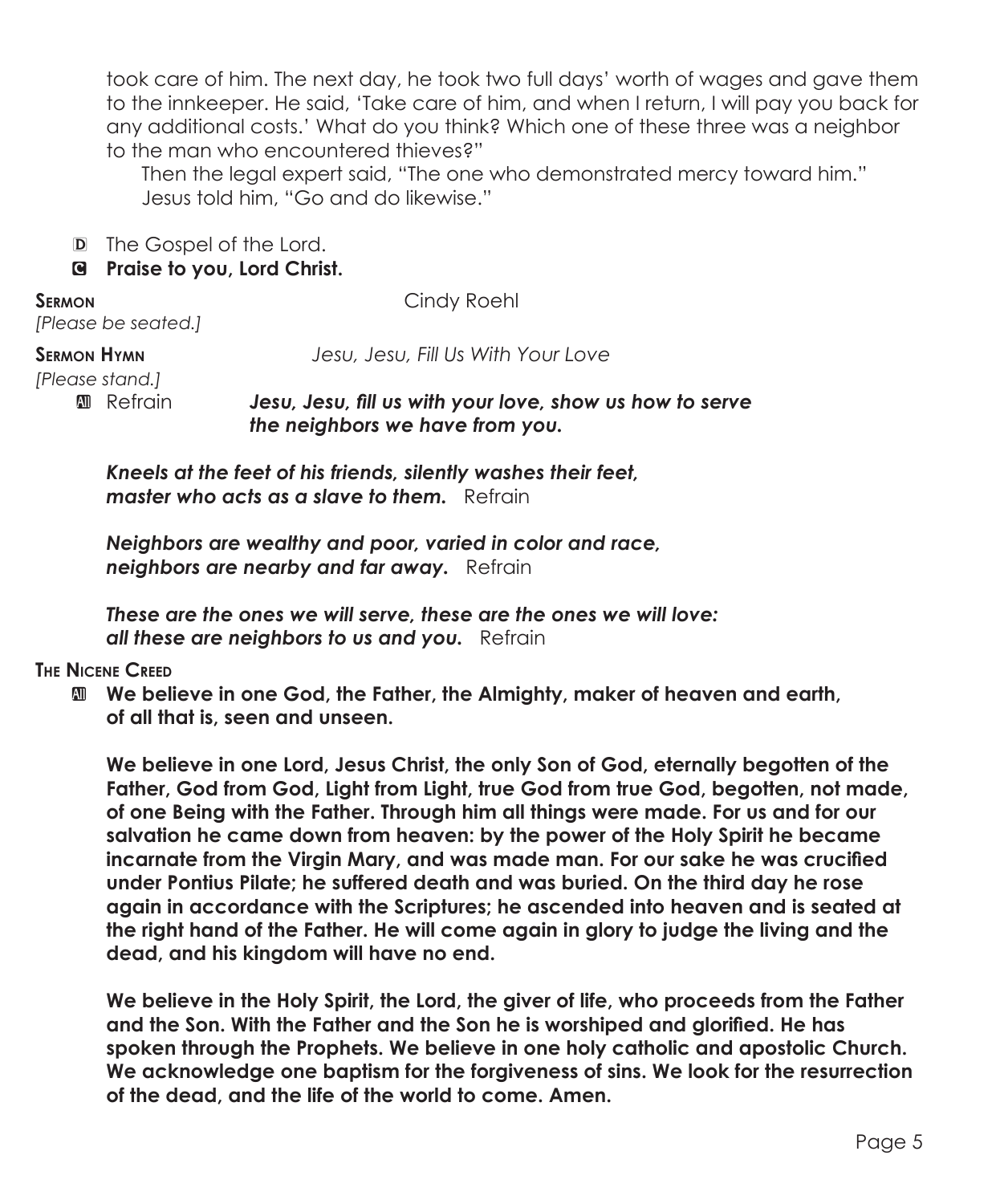took care of him. The next day, he took two full days' worth of wages and gave them to the innkeeper. He said, 'Take care of him, and when I return, I will pay you back for any additional costs.' What do you think? Which one of these three was a neighbor to the man who encountered thieves?"

Then the legal expert said, "The one who demonstrated mercy toward him."
Jesus told him, "Go and do likewise."

D The Gospel of the Lord.

C **Praise to you, Lord Christ.**

**Sermon** Cindy Roehl

*[Please be seated.]*

**Sermon Hymn** *Jesu, Jesu, Fill Us With Your Love*

*[Please stand.]*

a Refrain ***Jesu, Jesu, fill us with your love, show us how to serve the neighbors we have from you.***

***Kneels at the feet of his friends, silently washes their feet, master who acts as a slave to them.*** Refrain

***Neighbors are wealthy and poor, varied in color and race, neighbors are nearby and far away.*** Refrain

***These are the ones we will serve, these are the ones we will love: all these are neighbors to us and you.*** Refrain

**The Nicene Creed**

a **We believe in one God, the Father, the Almighty, maker of heaven and earth, of all that is, seen and unseen.**

**We believe in one Lord, Jesus Christ, the only Son of God, eternally begotten of the Father, God from God, Light from Light, true God from true God, begotten, not made, of one Being with the Father. Through him all things were made. For us and for our salvation he came down from heaven: by the power of the Holy Spirit he became incarnate from the Virgin Mary, and was made man. For our sake he was crucified under Pontius Pilate; he suffered death and was buried. On the third day he rose again in accordance with the Scriptures; he ascended into heaven and is seated at the right hand of the Father. He will come again in glory to judge the living and the dead, and his kingdom will have no end.**

**We believe in the Holy Spirit, the Lord, the giver of life, who proceeds from the Father and the Son. With the Father and the Son he is worshiped and glorified. He has spoken through the Prophets. We believe in one holy catholic and apostolic Church. We acknowledge one baptism for the forgiveness of sins. We look for the resurrection of the dead, and the life of the world to come. Amen.**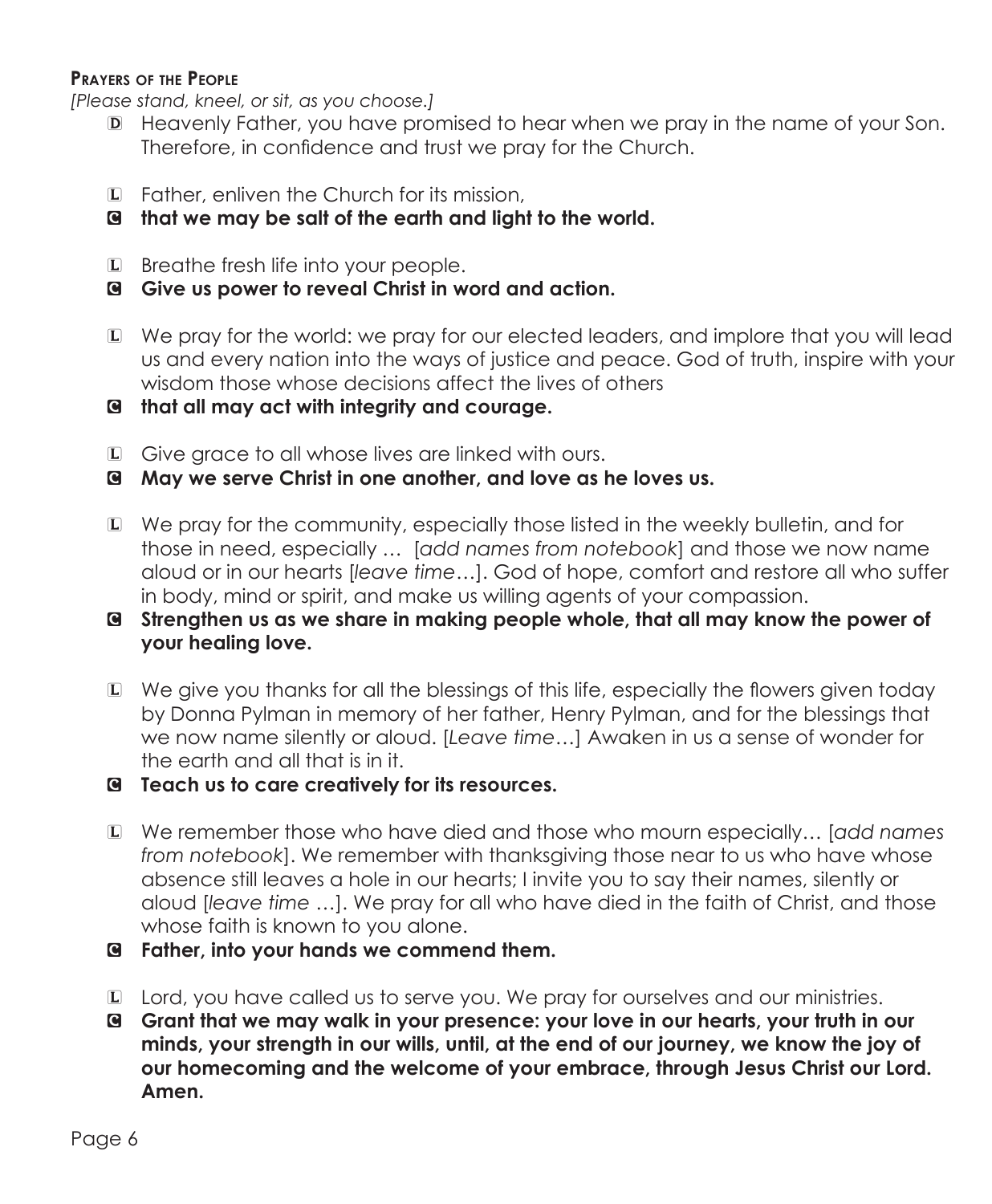### Prayers of the People

*[Please stand, kneel, or sit, as you choose.]*

D Heavenly Father, you have promised to hear when we pray in the name of your Son. Therefore, in confidence and trust we pray for the Church.

L Father, enliven the Church for its mission,

C **that we may be salt of the earth and light to the world.**

L Breathe fresh life into your people.

C **Give us power to reveal Christ in word and action.**

L We pray for the world: we pray for our elected leaders, and implore that you will lead us and every nation into the ways of justice and peace. God of truth, inspire with your wisdom those whose decisions affect the lives of others

C **that all may act with integrity and courage.**

L Give grace to all whose lives are linked with ours.

C **May we serve Christ in one another, and love as he loves us.**

L We pray for the community, especially those listed in the weekly bulletin, and for those in need, especially … [*add names from notebook*] and those we now name aloud or in our hearts [*leave time*…]. God of hope, comfort and restore all who suffer in body, mind or spirit, and make us willing agents of your compassion.

C **Strengthen us as we share in making people whole, that all may know the power of your healing love.**

L We give you thanks for all the blessings of this life, especially the flowers given today by Donna Pylman in memory of her father, Henry Pylman, and for the blessings that we now name silently or aloud. [*Leave time*…] Awaken in us a sense of wonder for the earth and all that is in it.

C **Teach us to care creatively for its resources.**

L We remember those who have died and those who mourn especially… [*add names from notebook*]. We remember with thanksgiving those near to us who have whose absence still leaves a hole in our hearts; I invite you to say their names, silently or aloud [*leave time* …]. We pray for all who have died in the faith of Christ, and those whose faith is known to you alone.

C **Father, into your hands we commend them.**

L Lord, you have called us to serve you. We pray for ourselves and our ministries.

C **Grant that we may walk in your presence: your love in our hearts, your truth in our minds, your strength in our wills, until, at the end of our journey, we know the joy of our homecoming and the welcome of your embrace, through Jesus Christ our Lord. Amen.**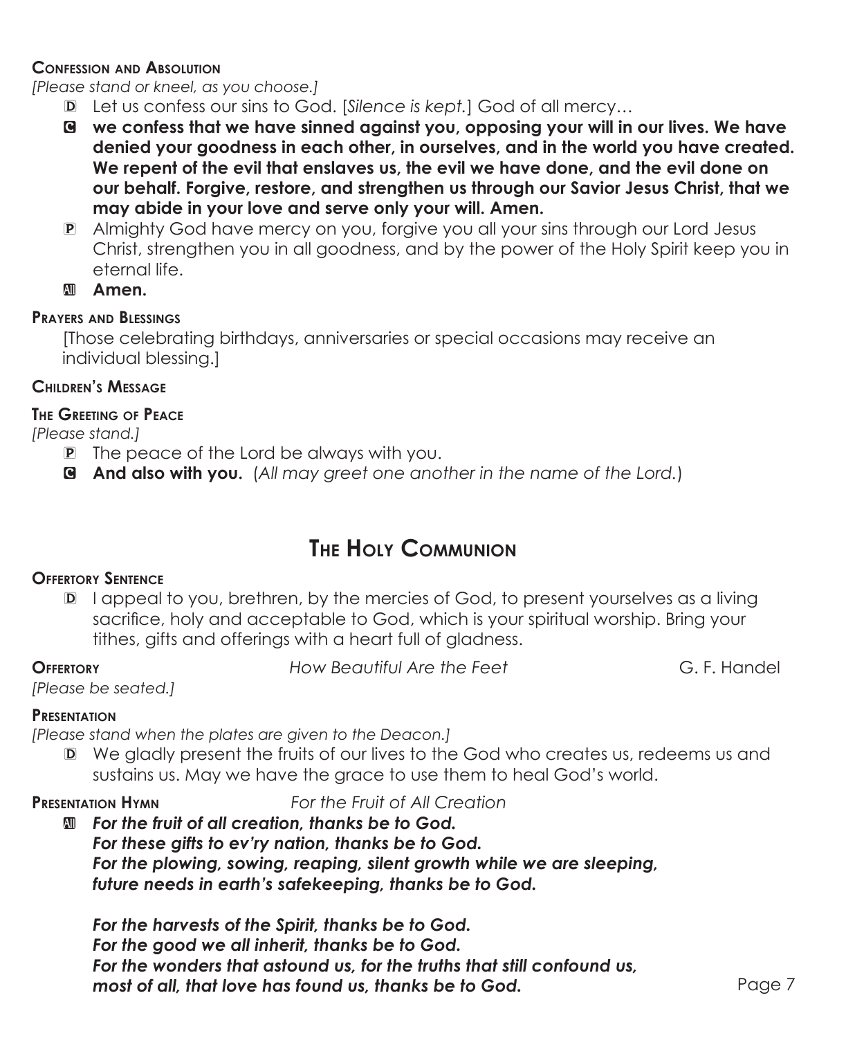**Confession and Absolution**

*[Please stand or kneel, as you choose.]*

D Let us confess our sins to God. [*Silence is kept.*] God of all mercy…

C **we confess that we have sinned against you, opposing your will in our lives. We have denied your goodness in each other, in ourselves, and in the world you have created. We repent of the evil that enslaves us, the evil we have done, and the evil done on our behalf. Forgive, restore, and strengthen us through our Savior Jesus Christ, that we may abide in your love and serve only your will. Amen.**

P Almighty God have mercy on you, forgive you all your sins through our Lord Jesus Christ, strengthen you in all goodness, and by the power of the Holy Spirit keep you in eternal life.

All **Amen.**

**Prayers and Blessings**

[Those celebrating birthdays, anniversaries or special occasions may receive an individual blessing.]

**Children's Message**

**The Greeting of Peace**

*[Please stand.]*

P The peace of the Lord be always with you.

C **And also with you.** (*All may greet one another in the name of the Lord.*)

## The Holy Communion

**Offertory Sentence**

D I appeal to you, brethren, by the mercies of God, to present yourselves as a living sacrifice, holy and acceptable to God, which is your spiritual worship. Bring your tithes, gifts and offerings with a heart full of gladness.

**Offertory** *How Beautiful Are the Feet* G. F. Handel

*[Please be seated.]*

**Presentation**

*[Please stand when the plates are given to the Deacon.]*

D We gladly present the fruits of our lives to the God who creates us, redeems us and sustains us. May we have the grace to use them to heal God's world.

**Presentation Hymn** *For the Fruit of All Creation*

All ***For the fruit of all creation, thanks be to God.***
***For these gifts to ev'ry nation, thanks be to God.***
***For the plowing, sowing, reaping, silent growth while we are sleeping,***
***future needs in earth's safekeeping, thanks be to God.***

***For the harvests of the Spirit, thanks be to God.***
***For the good we all inherit, thanks be to God.***
***For the wonders that astound us, for the truths that still confound us,***
***most of all, that love has found us, thanks be to God.***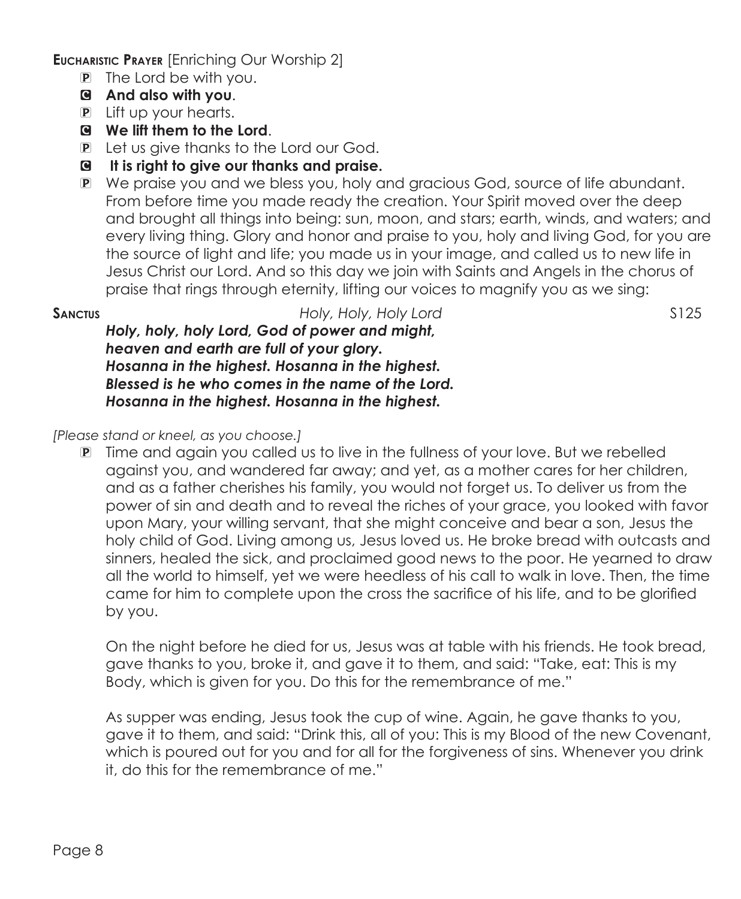**Eucharistic Prayer** [Enriching Our Worship 2]

P The Lord be with you.

C **And also with you**.

P Lift up your hearts.

C **We lift them to the Lord**.

P Let us give thanks to the Lord our God.

C **It is right to give our thanks and praise.**

P We praise you and we bless you, holy and gracious God, source of life abundant. From before time you made ready the creation. Your Spirit moved over the deep and brought all things into being: sun, moon, and stars; earth, winds, and waters; and every living thing. Glory and honor and praise to you, holy and living God, for you are the source of light and life; you made us in your image, and called us to new life in Jesus Christ our Lord. And so this day we join with Saints and Angels in the chorus of praise that rings through eternity, lifting our voices to magnify you as we sing:

**Sanctus** *Holy, Holy, Holy Lord* S125

***Holy, holy, holy Lord, God of power and might,***
***heaven and earth are full of your glory.***
***Hosanna in the highest. Hosanna in the highest.***
***Blessed is he who comes in the name of the Lord.***
***Hosanna in the highest. Hosanna in the highest.***

*[Please stand or kneel, as you choose.]*

P Time and again you called us to live in the fullness of your love. But we rebelled against you, and wandered far away; and yet, as a mother cares for her children, and as a father cherishes his family, you would not forget us. To deliver us from the power of sin and death and to reveal the riches of your grace, you looked with favor upon Mary, your willing servant, that she might conceive and bear a son, Jesus the holy child of God. Living among us, Jesus loved us. He broke bread with outcasts and sinners, healed the sick, and proclaimed good news to the poor. He yearned to draw all the world to himself, yet we were heedless of his call to walk in love. Then, the time came for him to complete upon the cross the sacrifice of his life, and to be glorified by you.

On the night before he died for us, Jesus was at table with his friends. He took bread, gave thanks to you, broke it, and gave it to them, and said: "Take, eat: This is my Body, which is given for you. Do this for the remembrance of me."

As supper was ending, Jesus took the cup of wine. Again, he gave thanks to you, gave it to them, and said: "Drink this, all of you: This is my Blood of the new Covenant, which is poured out for you and for all for the forgiveness of sins. Whenever you drink it, do this for the remembrance of me."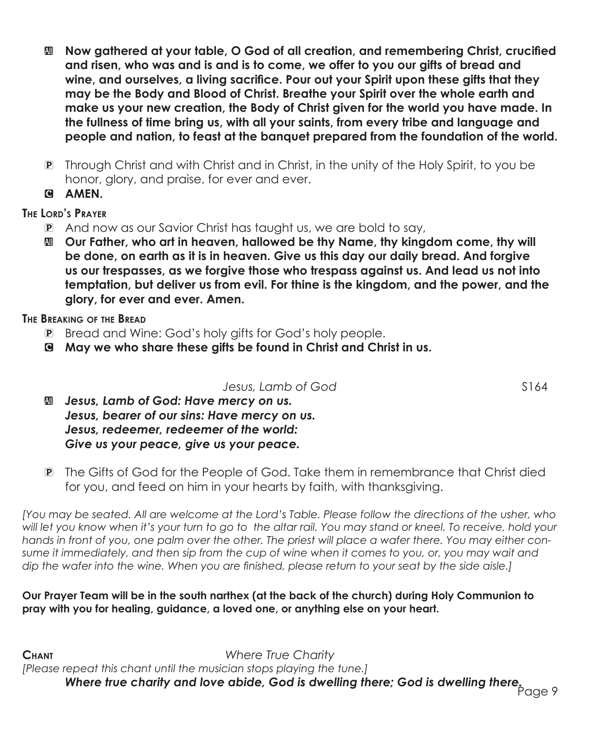**All: Now gathered at your table, O God of all creation, and remembering Christ, crucified and risen, who was and is and is to come, we offer to you our gifts of bread and wine, and ourselves, a living sacrifice. Pour out your Spirit upon these gifts that they may be the Body and Blood of Christ. Breathe your Spirit over the whole earth and make us your new creation, the Body of Christ given for the world you have made. In the fullness of time bring us, with all your saints, from every tribe and language and people and nation, to feast at the banquet prepared from the foundation of the world.**

P: Through Christ and with Christ and in Christ, in the unity of the Holy Spirit, to you be honor, glory, and praise, for ever and ever.

**C: AMEN.**

### The Lord's Prayer

P: And now as our Savior Christ has taught us, we are bold to say,

**All: Our Father, who art in heaven, hallowed be thy Name, thy kingdom come, thy will be done, on earth as it is in heaven. Give us this day our daily bread. And forgive us our trespasses, as we forgive those who trespass against us. And lead us not into temptation, but deliver us from evil. For thine is the kingdom, and the power, and the glory, for ever and ever. Amen.**

### The Breaking of the Bread

P: Bread and Wine: God's holy gifts for God's holy people.

**C: May we who share these gifts be found in Christ and Christ in us.**

*Jesus, Lamb of God* S164

***All: Jesus, Lamb of God: Have mercy on us.***
***Jesus, bearer of our sins: Have mercy on us.***
***Jesus, redeemer, redeemer of the world:***
***Give us your peace, give us your peace.***

P: The Gifts of God for the People of God. Take them in remembrance that Christ died for you, and feed on him in your hearts by faith, with thanksgiving.

*[You may be seated. All are welcome at the Lord's Table. Please follow the directions of the usher, who will let you know when it's your turn to go to the altar rail. You may stand or kneel. To receive, hold your hands in front of you, one palm over the other. The priest will place a wafer there. You may either consume it immediately, and then sip from the cup of wine when it comes to you, or, you may wait and dip the wafer into the wine. When you are finished, please return to your seat by the side aisle.]*

**Our Prayer Team will be in the south narthex (at the back of the church) during Holy Communion to pray with you for healing, guidance, a loved one, or anything else on your heart.**

**Chant** *Where True Charity*

*[Please repeat this chant until the musician stops playing the tune.]*

***Where true charity and love abide, God is dwelling there; God is dwelling there.***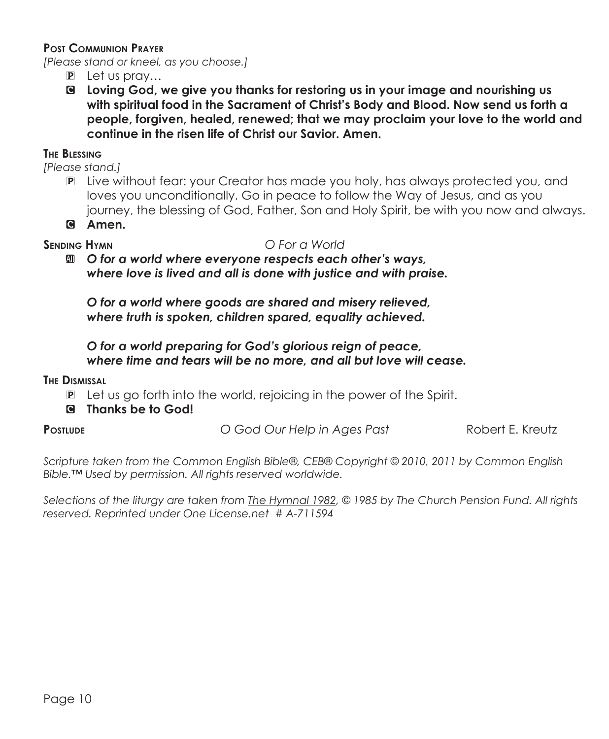**Post Communion Prayer**

*[Please stand or kneel, as you choose.]*

P Let us pray…

C **Loving God, we give you thanks for restoring us in your image and nourishing us with spiritual food in the Sacrament of Christ's Body and Blood. Now send us forth a people, forgiven, healed, renewed; that we may proclaim your love to the world and continue in the risen life of Christ our Savior. Amen.**

**The Blessing**

*[Please stand.]*

P Live without fear: your Creator has made you holy, has always protected you, and loves you unconditionally. Go in peace to follow the Way of Jesus, and as you journey, the blessing of God, Father, Son and Holy Spirit, be with you now and always.

C **Amen.**

**Sending Hymn** *O For a World*

All ***O for a world where everyone respects each other's ways, where love is lived and all is done with justice and with praise.***

***O for a world where goods are shared and misery relieved, where truth is spoken, children spared, equality achieved.***

***O for a world preparing for God's glorious reign of peace, where time and tears will be no more, and all but love will cease.***

**The Dismissal**

P Let us go forth into the world, rejoicing in the power of the Spirit.

C **Thanks be to God!**

**Postlude** *O God Our Help in Ages Past* Robert E. Kreutz

*Scripture taken from the Common English Bible®, CEB® Copyright © 2010, 2011 by Common English Bible.™ Used by permission. All rights reserved worldwide.*

*Selections of the liturgy are taken from The Hymnal 1982, © 1985 by The Church Pension Fund. All rights reserved. Reprinted under One License.net # A-711594*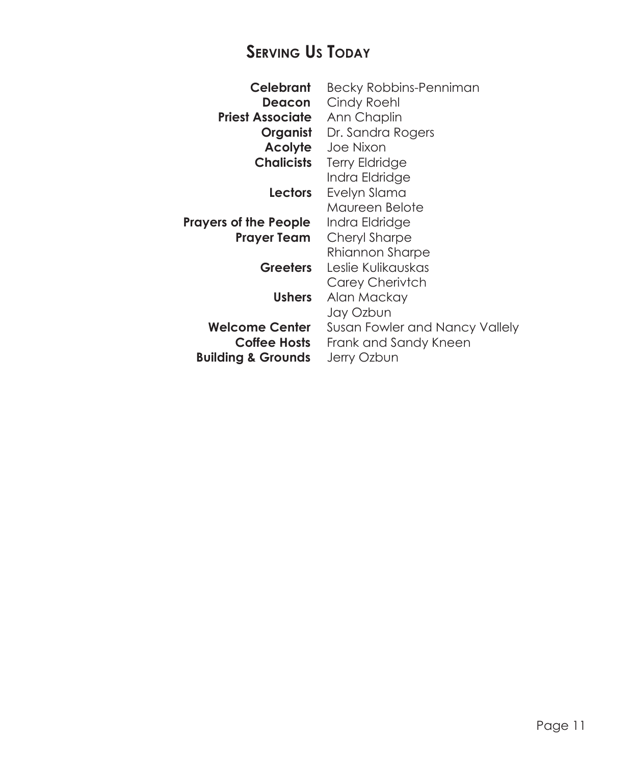## Serving Us Today

| | |
|---|---|
| **Celebrant** | Becky Robbins-Penniman |
| **Deacon** | Cindy Roehl |
| **Priest Associate** | Ann Chaplin |
| **Organist** | Dr. Sandra Rogers |
| **Acolyte** | Joe Nixon |
| **Chalicists** | Terry Eldridge |
| | Indra Eldridge |
| **Lectors** | Evelyn Slama |
| | Maureen Belote |
| **Prayers of the People** | Indra Eldridge |
| **Prayer Team** | Cheryl Sharpe |
| | Rhiannon Sharpe |
| **Greeters** | Leslie Kulikauskas |
| | Carey Cherivtch |
| **Ushers** | Alan Mackay |
| | Jay Ozbun |
| **Welcome Center** | Susan Fowler and Nancy Vallely |
| **Coffee Hosts** | Frank and Sandy Kneen |
| **Building & Grounds** | Jerry Ozbun |